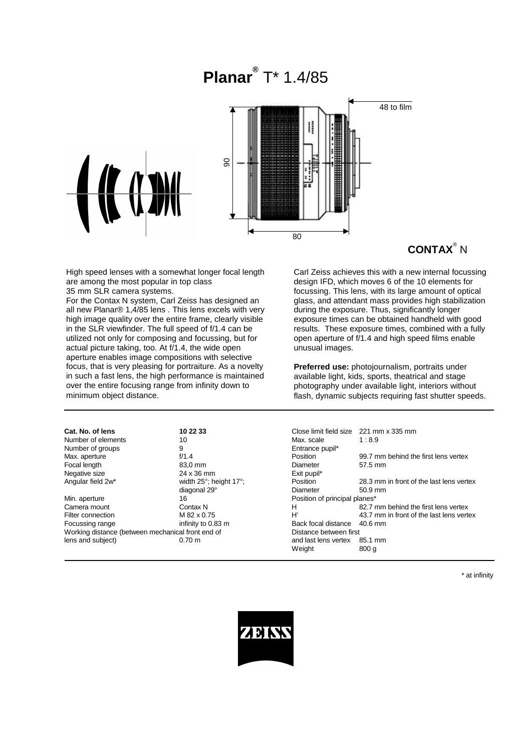# **Planar**® T* 1.4/85

**CONTAX**® N

High speed lenses with a somewhat longer focal length are among the most popular in top class 35 mm SLR camera systems.
For the Contax N system, Carl Zeiss has designed an all new Planar® 1,4/85 lens . This lens excels with very high image quality over the entire frame, clearly visible in the SLR viewfinder. The full speed of f/1.4 can be utilized not only for composing and focussing, but for actual picture taking, too. At f/1.4, the wide open aperture enables image compositions with selective focus, that is very pleasing for portraiture. As a novelty in such a fast lens, the high performance is maintained over the entire focusing range from infinity down to minimum object distance.

Carl Zeiss achieves this with a new internal focussing design IFD, which moves 6 of the 10 elements for focussing. This lens, with its large amount of optical glass, and attendant mass provides high stabilization during the exposure. Thus, significantly longer exposure times can be obtained handheld with good results. These exposure times, combined with a fully open aperture of f/1.4 and high speed films enable unusual images.

**Preferred use:** photojournalism, portraits under available light, kids, sports, theatrical and stage photography under available light, interiors without flash, dynamic subjects requiring fast shutter speeds.

| **Cat. No. of lens** | **10 22 33** |
|---|---|
| Number of elements | 10 |
| Number of groups | 9 |
| Max. aperture | f/1.4 |
| Focal length | 83,0 mm |
| Negative size | 24 x 36 mm |
| Angular field 2w* | width 25°; height 17°; diagonal 29° |
| Min. aperture | 16 |
| Camera mount | Contax N |
| Filter connection | M 82 x 0.75 |
| Focussing range | infinity to 0.83 m |
| Working distance (between mechanical front end of lens and subject) | 0.70 m |

| | |
|---|---|
| Close limit field size | 221 mm x 335 mm |
| Max. scale | 1 : 8.9 |
| Entrance pupil* | |
| Position | 99.7 mm behind the first lens vertex |
| Diameter | 57.5 mm |
| Exit pupil* | |
| Position | 28.3 mm in front of the last lens vertex |
| Diameter | 50.9 mm |
| Position of principal planes* | |
| H | 82.7 mm behind the first lens vertex |
| H' | 43.7 mm in front of the last lens vertex |
| Back focal distance | 40.6 mm |
| Distance between first and last lens vertex | 85.1 mm |
| Weight | 800 g |

\* at infinity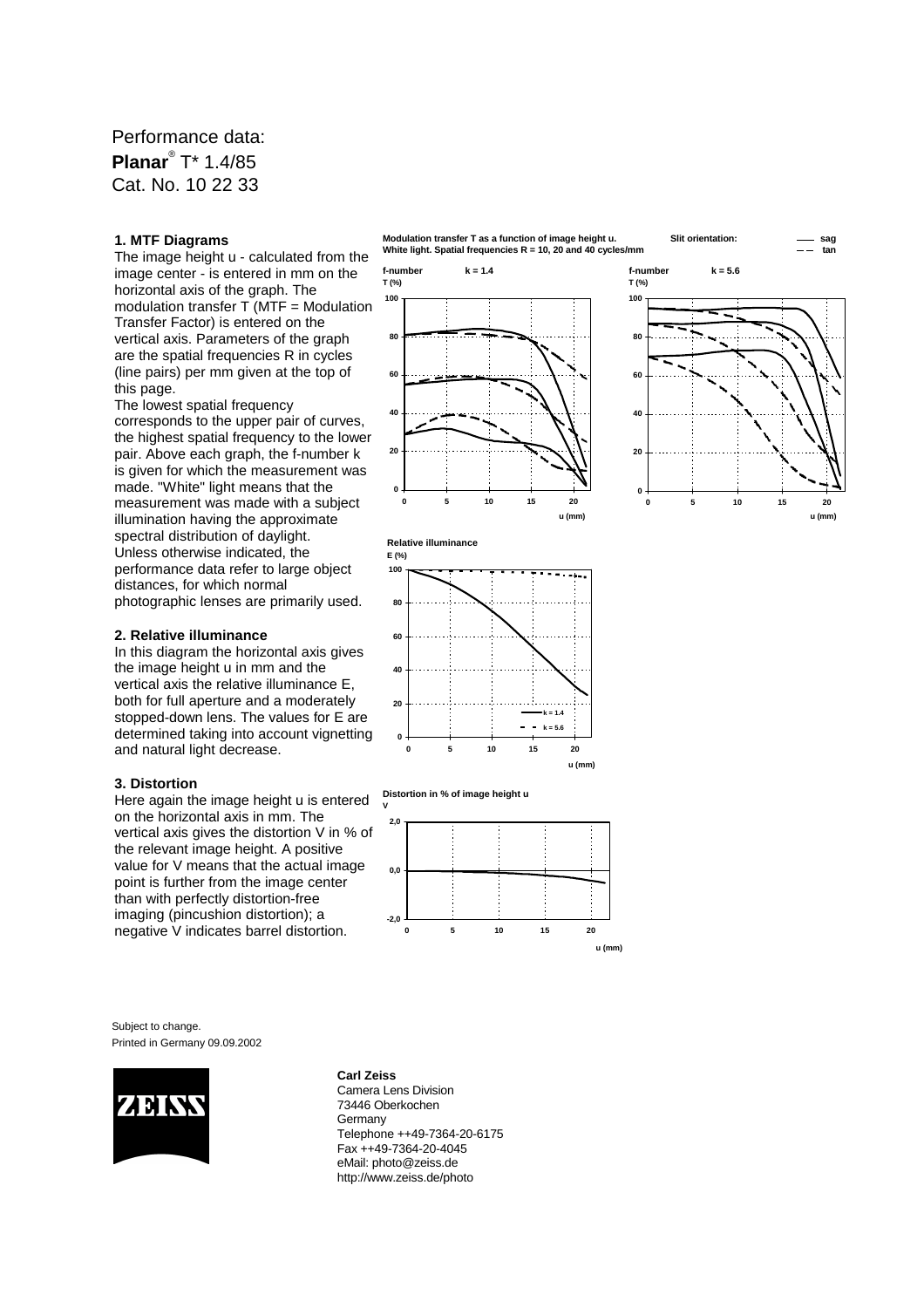Performance data:

**Planar**® T* 1.4/85

Cat. No. 10 22 33

### 1. MTF Diagrams

The image height u - calculated from the image center - is entered in mm on the horizontal axis of the graph. The modulation transfer T (MTF = Modulation Transfer Factor) is entered on the vertical axis. Parameters of the graph are the spatial frequencies R in cycles (line pairs) per mm given at the top of this page.

The lowest spatial frequency corresponds to the upper pair of curves, the highest spatial frequency to the lower pair. Above each graph, the f-number k is given for which the measurement was made. "White" light means that the measurement was made with a subject illumination having the approximate spectral distribution of daylight.

Unless otherwise indicated, the performance data refer to large object distances, for which normal photographic lenses are primarily used.

### 2. Relative illuminance

In this diagram the horizontal axis gives the image height u in mm and the vertical axis the relative illuminance E, both for full aperture and a moderately stopped-down lens. The values for E are determined taking into account vignetting and natural light decrease.

### 3. Distortion

Here again the image height u is entered on the horizontal axis in mm. The vertical axis gives the distortion V in % of the relevant image height. A positive value for V means that the actual image point is further from the image center than with perfectly distortion-free imaging (pincushion distortion); a negative V indicates barrel distortion.

**Modulation transfer T as a function of image height u.**
**White light. Spatial frequencies R = 10, 20 and 40 cycles/mm**

**Slit orientation:** —— sag, – – tan

f-number k = 1.4
T (%)
0, 20, 40, 60, 80, 100
0, 5, 10, 15, 20
u (mm)

f-number k = 5.6
T (%)
0, 20, 40, 60, 80, 100
0, 5, 10, 15, 20
u (mm)

**Relative illuminance**
E (%)
0, 20, 40, 60, 80, 100
k = 1.4
k = 5.6
0, 5, 10, 15, 20
u (mm)

**Distortion in % of image height u**
V
2,0
0,0
-2,0
0, 5, 10, 15, 20
u (mm)

Subject to change.
Printed in Germany 09.09.2002

ZEISS

**Carl Zeiss**
Camera Lens Division
73446 Oberkochen
Germany
Telephone ++49-7364-20-6175
Fax ++49-7364-20-4045
eMail: photo@zeiss.de
http://www.zeiss.de/photo